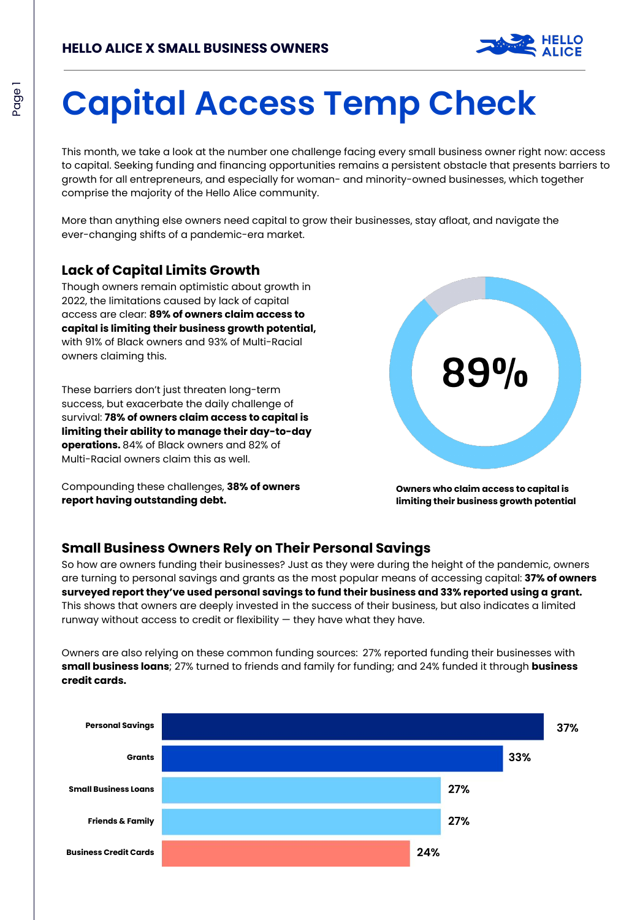HELLO ALICE X SMALL BUSINESS OWNERS

# Capital Access Temp Check

This month, we take a look at the number one challenge facing every small business owner right now: access to capital. Seeking funding and financing opportunities remains a persistent obstacle that presents barriers to growth for all entrepreneurs, and especially for woman- and minority-owned businesses, which together comprise the majority of the Hello Alice community.

More than anything else owners need capital to grow their businesses, stay afloat, and navigate the ever-changing shifts of a pandemic-era market.

## Lack of Capital Limits Growth

Though owners remain optimistic about growth in 2022, the limitations caused by lack of capital access are clear: **89% of owners claim access to capital is limiting their business growth potential,** with 91% of Black owners and 93% of Multi-Racial owners claiming this.

These barriers don't just threaten long-term success, but exacerbate the daily challenge of survival: **78% of owners claim access to capital is limiting their ability to manage their day-to-day operations.** 84% of Black owners and 82% of Multi-Racial owners claim this as well.

Compounding these challenges, **38% of owners report having outstanding debt.**

89%

**Owners who claim access to capital is limiting their business growth potential**

## Small Business Owners Rely on Their Personal Savings

So how are owners funding their businesses? Just as they were during the height of the pandemic, owners are turning to personal savings and grants as the most popular means of accessing capital: **37% of owners surveyed report they've used personal savings to fund their business and 33% reported using a grant.** This shows that owners are deeply invested in the success of their business, but also indicates a limited runway without access to credit or flexibility — they have what they have.

Owners are also relying on these common funding sources: 27% reported funding their businesses with **small business loans**; 27% turned to friends and family for funding; and 24% funded it through **business credit cards.**

| Funding Source | Percentage |
| --- | --- |
| Personal Savings | 37% |
| Grants | 33% |
| Small Business Loans | 27% |
| Friends & Family | 27% |
| Business Credit Cards | 24% |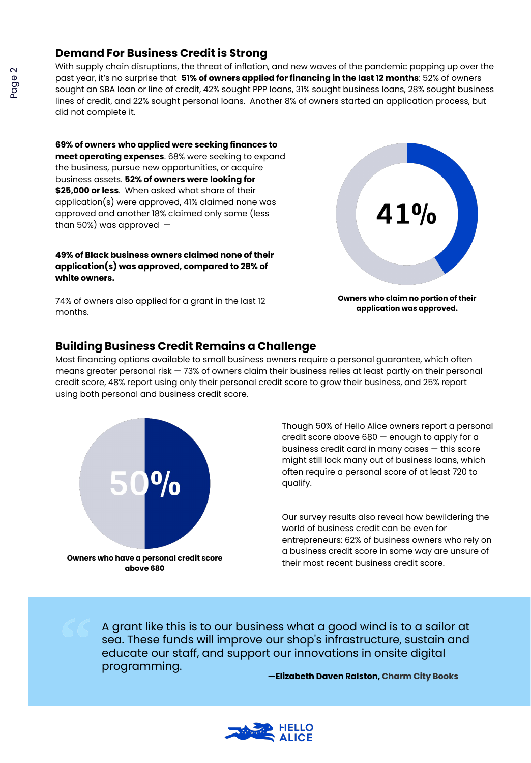## Demand For Business Credit is Strong

With supply chain disruptions, the threat of inflation, and new waves of the pandemic popping up over the past year, it's no surprise that **51% of owners applied for financing in the last 12 months**: 52% of owners sought an SBA loan or line of credit, 42% sought PPP loans, 31% sought business loans, 28% sought business lines of credit, and 22% sought personal loans. Another 8% of owners started an application process, but did not complete it.

**69% of owners who applied were seeking finances to meet operating expenses**. 68% were seeking to expand the business, pursue new opportunities, or acquire business assets. **52% of owners were looking for $25,000 or less**. When asked what share of their application(s) were approved, 41% claimed none was approved and another 18% claimed only some (less than 50%) was approved —

**49% of Black business owners claimed none of their application(s) was approved, compared to 28% of white owners.**

74% of owners also applied for a grant in the last 12 months.

41%

**Owners who claim no portion of their application was approved.**

## Building Business Credit Remains a Challenge

Most financing options available to small business owners require a personal guarantee, which often means greater personal risk — 73% of owners claim their business relies at least partly on their personal credit score, 48% report using only their personal credit score to grow their business, and 25% report using both personal and business credit score.

50%

**Owners who have a personal credit score above 680**

Though 50% of Hello Alice owners report a personal credit score above 680 — enough to apply for a business credit card in many cases — this score might still lock many out of business loans, which often require a personal score of at least 720 to qualify.

Our survey results also reveal how bewildering the world of business credit can be even for entrepreneurs: 62% of business owners who rely on a business credit score in some way are unsure of their most recent business credit score.

> A grant like this is to our business what a good wind is to a sailor at sea. These funds will improve our shop's infrastructure, sustain and educate our staff, and support our innovations in onsite digital programming.
>
> **—Elizabeth Daven Ralston, Charm City Books**

HELLO ALICE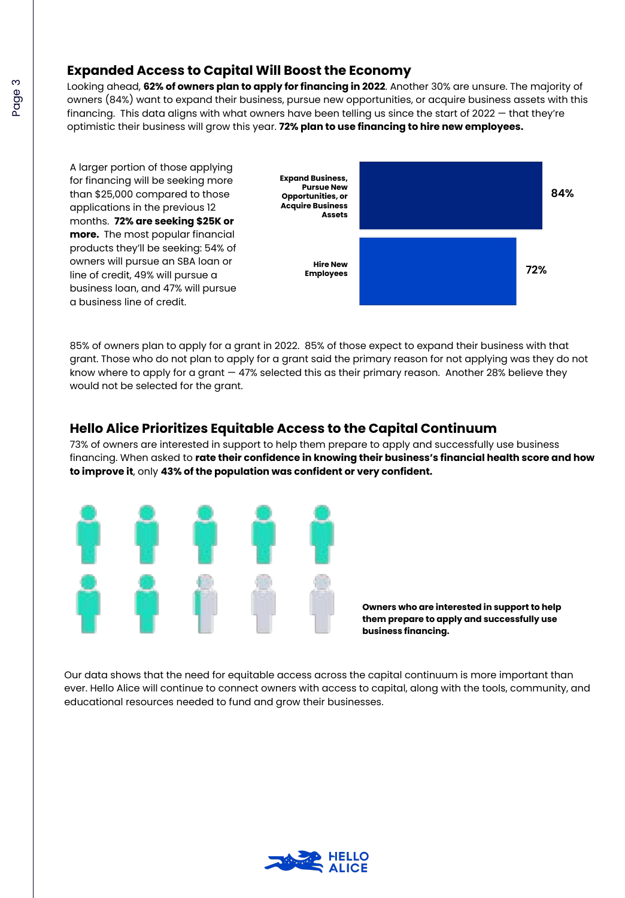## Expanded Access to Capital Will Boost the Economy

Looking ahead, **62% of owners plan to apply for financing in 2022**. Another 30% are unsure. The majority of owners (84%) want to expand their business, pursue new opportunities, or acquire business assets with this financing. This data aligns with what owners have been telling us since the start of 2022 — that they're optimistic their business will grow this year. **72% plan to use financing to hire new employees.**

A larger portion of those applying for financing will be seeking more than $25,000 compared to those applications in the previous 12 months. **72% are seeking $25K or more.** The most popular financial products they'll be seeking: 54% of owners will pursue an SBA loan or line of credit, 49% will pursue a business loan, and 47% will pursue a business line of credit.

Expand Business, Pursue New Opportunities, or Acquire Business Assets
84%
Hire New Employees
72%

85% of owners plan to apply for a grant in 2022. 85% of those expect to expand their business with that grant. Those who do not plan to apply for a grant said the primary reason for not applying was they do not know where to apply for a grant — 47% selected this as their primary reason. Another 28% believe they would not be selected for the grant.

## Hello Alice Prioritizes Equitable Access to the Capital Continuum

73% of owners are interested in support to help them prepare to apply and successfully use business financing. When asked to **rate their confidence in knowing their business's financial health score and how to improve it**, only **43% of the population was confident or very confident.**

**Owners who are interested in support to help them prepare to apply and successfully use business financing.**

Our data shows that the need for equitable access across the capital continuum is more important than ever. Hello Alice will continue to connect owners with access to capital, along with the tools, community, and educational resources needed to fund and grow their businesses.

HELLO ALICE